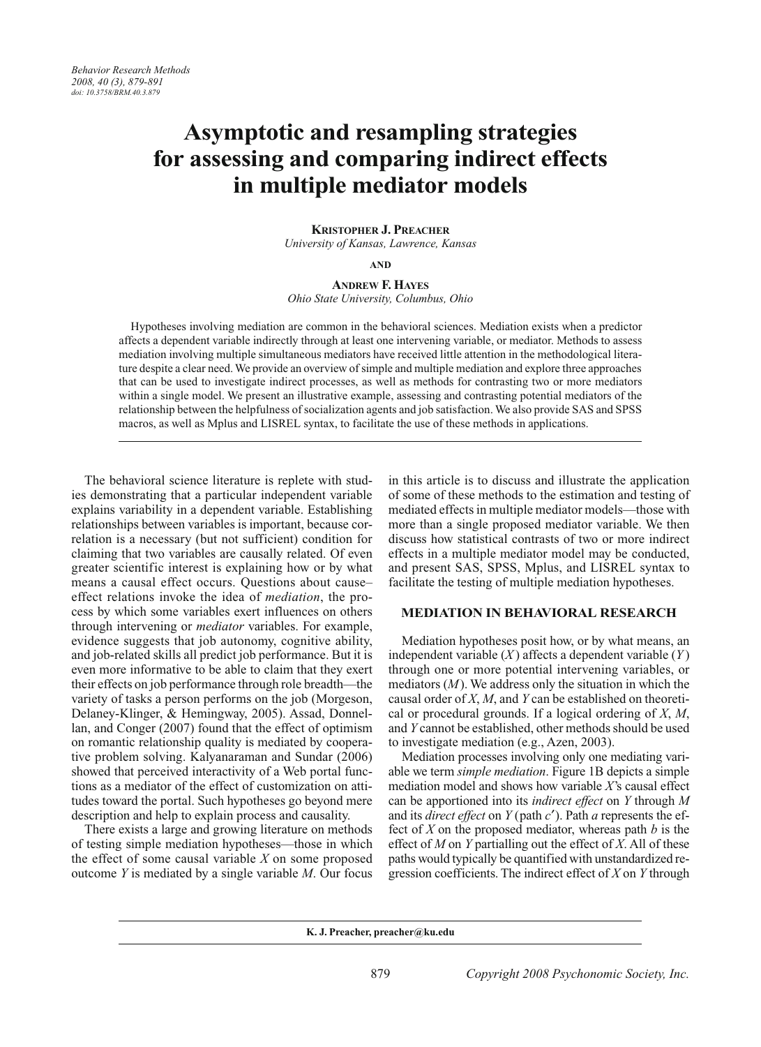# Asymptotic and resampling strategies for assessing and comparing indirect effects in multiple mediator models

**Kristopher J. Preacher**
*University of Kansas, Lawrence, Kansas*

**and**

**Andrew F. Hayes**
*Ohio State University, Columbus, Ohio*

Hypotheses involving mediation are common in the behavioral sciences. Mediation exists when a predictor affects a dependent variable indirectly through at least one intervening variable, or mediator. Methods to assess mediation involving multiple simultaneous mediators have received little attention in the methodological literature despite a clear need. We provide an overview of simple and multiple mediation and explore three approaches that can be used to investigate indirect processes, as well as methods for contrasting two or more mediators within a single model. We present an illustrative example, assessing and contrasting potential mediators of the relationship between the helpfulness of socialization agents and job satisfaction. We also provide SAS and SPSS macros, as well as Mplus and LISREL syntax, to facilitate the use of these methods in applications.

The behavioral science literature is replete with studies demonstrating that a particular independent variable explains variability in a dependent variable. Establishing relationships between variables is important, because correlation is a necessary (but not sufficient) condition for claiming that two variables are causally related. Of even greater scientific interest is explaining how or by what means a causal effect occurs. Questions about cause–effect relations invoke the idea of *mediation*, the process by which some variables exert influences on others through intervening or *mediator* variables. For example, evidence suggests that job autonomy, cognitive ability, and job-related skills all predict job performance. But it is even more informative to be able to claim that they exert their effects on job performance through role breadth—the variety of tasks a person performs on the job (Morgeson, Delaney-Klinger, & Hemingway, 2005). Assad, Donnellan, and Conger (2007) found that the effect of optimism on romantic relationship quality is mediated by cooperative problem solving. Kalyanaraman and Sundar (2006) showed that perceived interactivity of a Web portal functions as a mediator of the effect of customization on attitudes toward the portal. Such hypotheses go beyond mere description and help to explain process and causality.

There exists a large and growing literature on methods of testing simple mediation hypotheses—those in which the effect of some causal variable *X* on some proposed outcome *Y* is mediated by a single variable *M*. Our focus in this article is to discuss and illustrate the application of some of these methods to the estimation and testing of mediated effects in multiple mediator models—those with more than a single proposed mediator variable. We then discuss how statistical contrasts of two or more indirect effects in a multiple mediator model may be conducted, and present SAS, SPSS, Mplus, and LISREL syntax to facilitate the testing of multiple mediation hypotheses.

## MEDIATION IN BEHAVIORAL RESEARCH

Mediation hypotheses posit how, or by what means, an independent variable (*X*) affects a dependent variable (*Y*) through one or more potential intervening variables, or mediators (*M*). We address only the situation in which the causal order of *X*, *M*, and *Y* can be established on theoretical or procedural grounds. If a logical ordering of *X*, *M*, and *Y* cannot be established, other methods should be used to investigate mediation (e.g., Azen, 2003).

Mediation processes involving only one mediating variable we term *simple mediation*. Figure 1B depicts a simple mediation model and shows how variable *X*'s causal effect can be apportioned into its *indirect effect* on *Y* through *M* and its *direct effect* on *Y* (path $c'$). Path *a* represents the effect of *X* on the proposed mediator, whereas path *b* is the effect of *M* on *Y* partialling out the effect of *X*. All of these paths would typically be quantified with unstandardized regression coefficients. The indirect effect of *X* on *Y* through

K. J. Preacher, preacher@ku.edu

Copyright 2008 Psychonomic Society, Inc.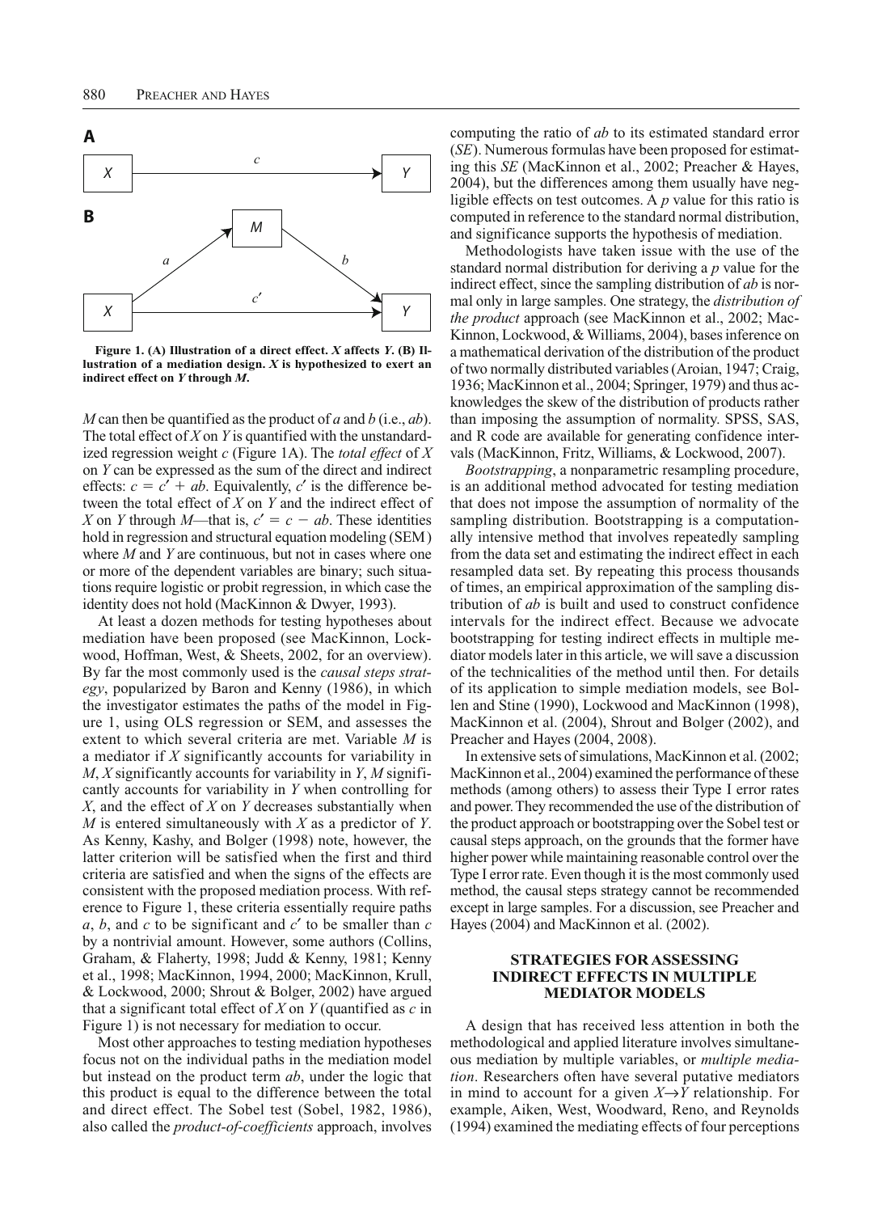**Figure 1. (A) Illustration of a direct effect. *X* affects *Y*. (B) Illustration of a mediation design. *X* is hypothesized to exert an indirect effect on *Y* through *M*.**

*M* can then be quantified as the product of *a* and *b* (i.e., *ab*). The total effect of *X* on *Y* is quantified with the unstandardized regression weight *c* (Figure 1A). The *total effect* of *X* on *Y* can be expressed as the sum of the direct and indirect effects: $c = c' + ab$. Equivalently, $c'$ is the difference between the total effect of *X* on *Y* and the indirect effect of *X* on *Y* through *M*—that is, $c' = c - ab$. These identities hold in regression and structural equation modeling (SEM) where *M* and *Y* are continuous, but not in cases where one or more of the dependent variables are binary; such situations require logistic or probit regression, in which case the identity does not hold (MacKinnon & Dwyer, 1993).

At least a dozen methods for testing hypotheses about mediation have been proposed (see MacKinnon, Lockwood, Hoffman, West, & Sheets, 2002, for an overview). By far the most commonly used is the *causal steps strategy*, popularized by Baron and Kenny (1986), in which the investigator estimates the paths of the model in Figure 1, using OLS regression or SEM, and assesses the extent to which several criteria are met. Variable *M* is a mediator if *X* significantly accounts for variability in *M*, *X* significantly accounts for variability in *Y*, *M* significantly accounts for variability in *Y* when controlling for *X*, and the effect of *X* on *Y* decreases substantially when *M* is entered simultaneously with *X* as a predictor of *Y*. As Kenny, Kashy, and Bolger (1998) note, however, the latter criterion will be satisfied when the first and third criteria are satisfied and when the signs of the effects are consistent with the proposed mediation process. With reference to Figure 1, these criteria essentially require paths *a*, *b*, and *c* to be significant and $c'$ to be smaller than *c* by a nontrivial amount. However, some authors (Collins, Graham, & Flaherty, 1998; Judd & Kenny, 1981; Kenny et al., 1998; MacKinnon, 1994, 2000; MacKinnon, Krull, & Lockwood, 2000; Shrout & Bolger, 2002) have argued that a significant total effect of *X* on *Y* (quantified as *c* in Figure 1) is not necessary for mediation to occur.

Most other approaches to testing mediation hypotheses focus not on the individual paths in the mediation model but instead on the product term *ab*, under the logic that this product is equal to the difference between the total and direct effect. The Sobel test (Sobel, 1982, 1986), also called the *product-of-coefficients* approach, involves computing the ratio of *ab* to its estimated standard error (*SE*). Numerous formulas have been proposed for estimating this *SE* (MacKinnon et al., 2002; Preacher & Hayes, 2004), but the differences among them usually have negligible effects on test outcomes. A *p* value for this ratio is computed in reference to the standard normal distribution, and significance supports the hypothesis of mediation.

Methodologists have taken issue with the use of the standard normal distribution for deriving a *p* value for the indirect effect, since the sampling distribution of *ab* is normal only in large samples. One strategy, the *distribution of the product* approach (see MacKinnon et al., 2002; MacKinnon, Lockwood, & Williams, 2004), bases inference on a mathematical derivation of the distribution of the product of two normally distributed variables (Aroian, 1947; Craig, 1936; MacKinnon et al., 2004; Springer, 1979) and thus acknowledges the skew of the distribution of products rather than imposing the assumption of normality. SPSS, SAS, and R code are available for generating confidence intervals (MacKinnon, Fritz, Williams, & Lockwood, 2007).

*Bootstrapping*, a nonparametric resampling procedure, is an additional method advocated for testing mediation that does not impose the assumption of normality of the sampling distribution. Bootstrapping is a computationally intensive method that involves repeatedly sampling from the data set and estimating the indirect effect in each resampled data set. By repeating this process thousands of times, an empirical approximation of the sampling distribution of *ab* is built and used to construct confidence intervals for the indirect effect. Because we advocate bootstrapping for testing indirect effects in multiple mediator models later in this article, we will save a discussion of the technicalities of the method until then. For details of its application to simple mediation models, see Bollen and Stine (1990), Lockwood and MacKinnon (1998), MacKinnon et al. (2004), Shrout and Bolger (2002), and Preacher and Hayes (2004, 2008).

In extensive sets of simulations, MacKinnon et al. (2002; MacKinnon et al., 2004) examined the performance of these methods (among others) to assess their Type I error rates and power. They recommended the use of the distribution of the product approach or bootstrapping over the Sobel test or causal steps approach, on the grounds that the former have higher power while maintaining reasonable control over the Type I error rate. Even though it is the most commonly used method, the causal steps strategy cannot be recommended except in large samples. For a discussion, see Preacher and Hayes (2004) and MacKinnon et al. (2002).

## STRATEGIES FOR ASSESSING INDIRECT EFFECTS IN MULTIPLE MEDIATOR MODELS

A design that has received less attention in both the methodological and applied literature involves simultaneous mediation by multiple variables, or *multiple mediation*. Researchers often have several putative mediators in mind to account for a given $X \rightarrow Y$ relationship. For example, Aiken, West, Woodward, Reno, and Reynolds (1994) examined the mediating effects of four perceptions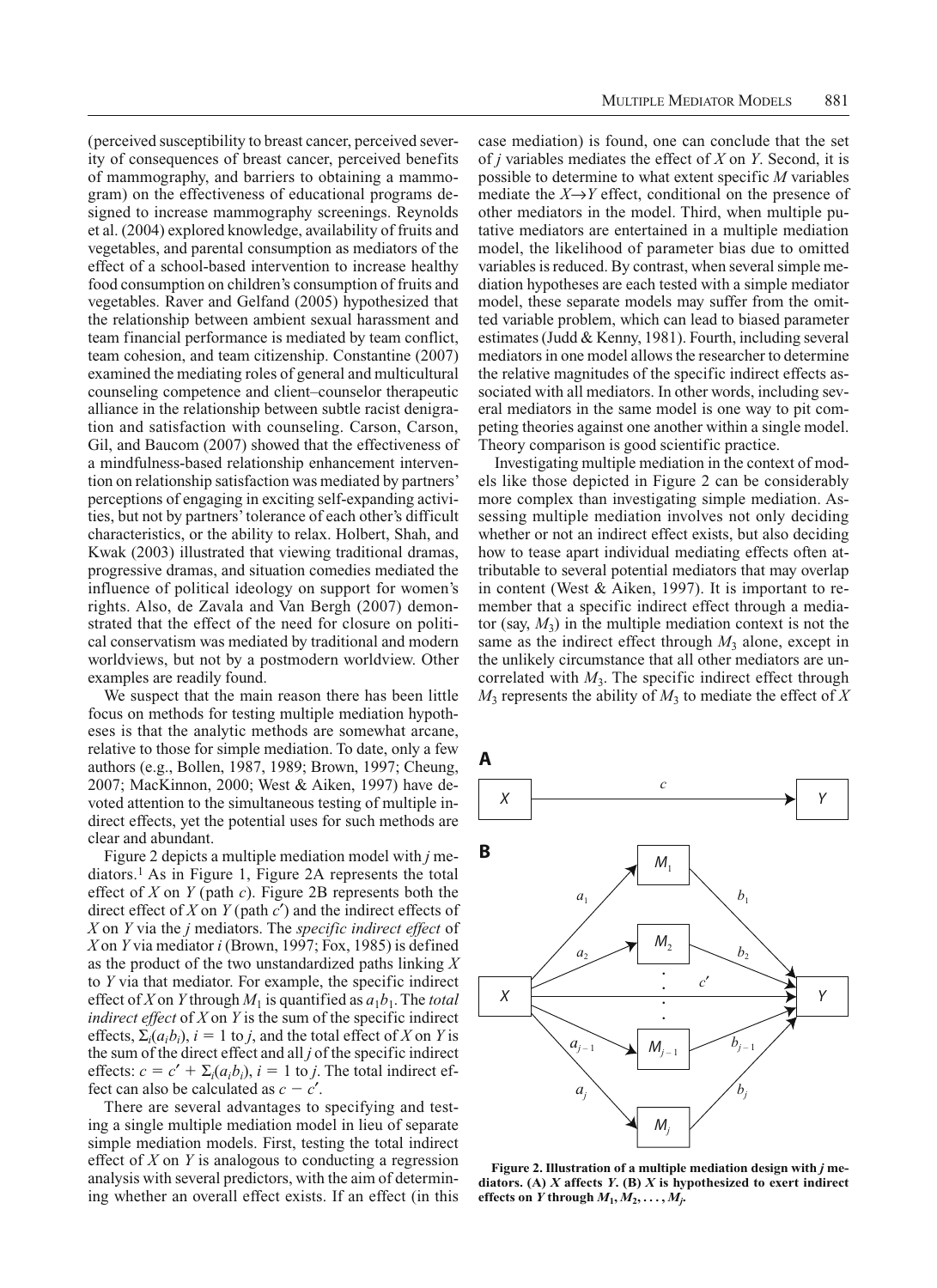(perceived susceptibility to breast cancer, perceived severity of consequences of breast cancer, perceived benefits of mammography, and barriers to obtaining a mammogram) on the effectiveness of educational programs designed to increase mammography screenings. Reynolds et al. (2004) explored knowledge, availability of fruits and vegetables, and parental consumption as mediators of the effect of a school-based intervention to increase healthy food consumption on children's consumption of fruits and vegetables. Raver and Gelfand (2005) hypothesized that the relationship between ambient sexual harassment and team financial performance is mediated by team conflict, team cohesion, and team citizenship. Constantine (2007) examined the mediating roles of general and multicultural counseling competence and client–counselor therapeutic alliance in the relationship between subtle racist denigration and satisfaction with counseling. Carson, Carson, Gil, and Baucom (2007) showed that the effectiveness of a mindfulness-based relationship enhancement intervention on relationship satisfaction was mediated by partners' perceptions of engaging in exciting self-expanding activities, but not by partners' tolerance of each other's difficult characteristics, or the ability to relax. Holbert, Shah, and Kwak (2003) illustrated that viewing traditional dramas, progressive dramas, and situation comedies mediated the influence of political ideology on support for women's rights. Also, de Zavala and Van Bergh (2007) demonstrated that the effect of the need for closure on political conservatism was mediated by traditional and modern worldviews, but not by a postmodern worldview. Other examples are readily found.

We suspect that the main reason there has been little focus on methods for testing multiple mediation hypotheses is that the analytic methods are somewhat arcane, relative to those for simple mediation. To date, only a few authors (e.g., Bollen, 1987, 1989; Brown, 1997; Cheung, 2007; MacKinnon, 2000; West & Aiken, 1997) have devoted attention to the simultaneous testing of multiple indirect effects, yet the potential uses for such methods are clear and abundant.

Figure 2 depicts a multiple mediation model with $j$ mediators.[1] As in Figure 1, Figure 2A represents the total effect of $X$ on $Y$ (path $c$). Figure 2B represents both the direct effect of $X$ on $Y$ (path $c'$) and the indirect effects of $X$ on $Y$ via the $j$ mediators. The *specific indirect effect* of $X$ on $Y$ via mediator $i$ (Brown, 1997; Fox, 1985) is defined as the product of the two unstandardized paths linking $X$ to $Y$ via that mediator. For example, the specific indirect effect of $X$ on $Y$ through $M_1$ is quantified as $a_1b_1$. The *total indirect effect* of $X$ on $Y$ is the sum of the specific indirect effects, $\Sigma_i(a_ib_i)$, $i = 1$ to $j$, and the total effect of $X$ on $Y$ is the sum of the direct effect and all $j$ of the specific indirect effects: $c = c' + \Sigma_i(a_ib_i)$, $i = 1$ to $j$. The total indirect effect can also be calculated as $c - c'$.

There are several advantages to specifying and testing a single multiple mediation model in lieu of separate simple mediation models. First, testing the total indirect effect of $X$ on $Y$ is analogous to conducting a regression analysis with several predictors, with the aim of determining whether an overall effect exists. If an effect (in this case mediation) is found, one can conclude that the set of $j$ variables mediates the effect of $X$ on $Y$. Second, it is possible to determine to what extent specific $M$ variables mediate the $X \rightarrow Y$ effect, conditional on the presence of other mediators in the model. Third, when multiple putative mediators are entertained in a multiple mediation model, the likelihood of parameter bias due to omitted variables is reduced. By contrast, when several simple mediation hypotheses are each tested with a simple mediator model, these separate models may suffer from the omitted variable problem, which can lead to biased parameter estimates (Judd & Kenny, 1981). Fourth, including several mediators in one model allows the researcher to determine the relative magnitudes of the specific indirect effects associated with all mediators. In other words, including several mediators in the same model is one way to pit competing theories against one another within a single model. Theory comparison is good scientific practice.

Investigating multiple mediation in the context of models like those depicted in Figure 2 can be considerably more complex than investigating simple mediation. Assessing multiple mediation involves not only deciding whether or not an indirect effect exists, but also deciding how to tease apart individual mediating effects often attributable to several potential mediators that may overlap in content (West & Aiken, 1997). It is important to remember that a specific indirect effect through a mediator (say, $M_3$) in the multiple mediation context is not the same as the indirect effect through $M_3$ alone, except in the unlikely circumstance that all other mediators are uncorrelated with $M_3$. The specific indirect effect through $M_3$ represents the ability of $M_3$ to mediate the effect of $X$

**Figure 2. Illustration of a multiple mediation design with $j$ mediators. (A) $X$ affects $Y$. (B) $X$ is hypothesized to exert indirect effects on $Y$ through $M_1, M_2, \ldots, M_j$.**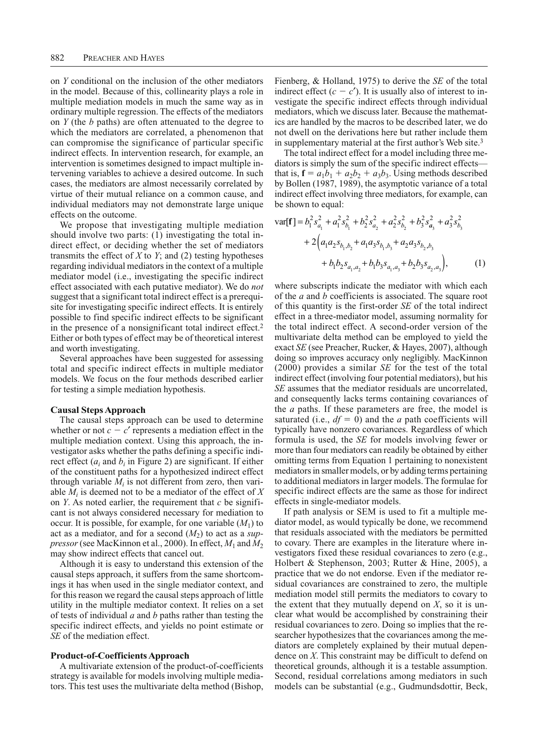on $Y$ conditional on the inclusion of the other mediators in the model. Because of this, collinearity plays a role in multiple mediation models in much the same way as in ordinary multiple regression. The effects of the mediators on $Y$ (the $b$ paths) are often attenuated to the degree to which the mediators are correlated, a phenomenon that can compromise the significance of particular specific indirect effects. In intervention research, for example, an intervention is sometimes designed to impact multiple intervening variables to achieve a desired outcome. In such cases, the mediators are almost necessarily correlated by virtue of their mutual reliance on a common cause, and individual mediators may not demonstrate large unique effects on the outcome.

We propose that investigating multiple mediation should involve two parts: (1) investigating the total indirect effect, or deciding whether the set of mediators transmits the effect of $X$ to $Y$; and (2) testing hypotheses regarding individual mediators in the context of a multiple mediator model (i.e., investigating the specific indirect effect associated with each putative mediator). We do *not* suggest that a significant total indirect effect is a prerequisite for investigating specific indirect effects. It is entirely possible to find specific indirect effects to be significant in the presence of a nonsignificant total indirect effect.[2] Either or both types of effect may be of theoretical interest and worth investigating.

Several approaches have been suggested for assessing total and specific indirect effects in multiple mediator models. We focus on the four methods described earlier for testing a simple mediation hypothesis.

**Causal Steps Approach**

The causal steps approach can be used to determine whether or not $c - c'$ represents a mediation effect in the multiple mediation context. Using this approach, the investigator asks whether the paths defining a specific indirect effect ($a_i$ and $b_i$ in Figure 2) are significant. If either of the constituent paths for a hypothesized indirect effect through variable $M_i$ is not different from zero, then variable $M_i$ is deemed not to be a mediator of the effect of $X$ on $Y$. As noted earlier, the requirement that $c$ be significant is not always considered necessary for mediation to occur. It is possible, for example, for one variable ($M_1$) to act as a mediator, and for a second ($M_2$) to act as a *suppressor* (see MacKinnon et al., 2000). In effect, $M_1$ and $M_2$ may show indirect effects that cancel out.

Although it is easy to understand this extension of the causal steps approach, it suffers from the same shortcomings it has when used in the single mediator context, and for this reason we regard the causal steps approach of little utility in the multiple mediator context. It relies on a set of tests of individual $a$ and $b$ paths rather than testing the specific indirect effects, and yields no point estimate or *SE* of the mediation effect.

**Product-of-Coefficients Approach**

A multivariate extension of the product-of-coefficients strategy is available for models involving multiple mediators. This test uses the multivariate delta method (Bishop, Fienberg, & Holland, 1975) to derive the *SE* of the total indirect effect ($c - c'$). It is usually also of interest to investigate the specific indirect effects through individual mediators, which we discuss later. Because the mathematics are handled by the macros to be described later, we do not dwell on the derivations here but rather include them in supplementary material at the first author's Web site.[3]

The total indirect effect for a model including three mediators is simply the sum of the specific indirect effects—that is, $\mathbf{f} = a_1b_1 + a_2b_2 + a_3b_3$. Using methods described by Bollen (1987, 1989), the asymptotic variance of a total indirect effect involving three mediators, for example, can be shown to equal:

$$\begin{aligned}\text{var}[\mathbf{f}] = {} & b_1^2 s_{a_1}^2 + a_1^2 s_{b_1}^2 + b_2^2 s_{a_2}^2 + a_2^2 s_{b_2}^2 + b_3^2 s_{a_3}^2 + a_3^2 s_{b_3}^2 \\ & + 2\Big(a_1 a_2 s_{b_1,b_2} + a_1 a_3 s_{b_1,b_3} + a_2 a_3 s_{b_2,b_3} \\ & + b_1 b_2 s_{a_1,a_2} + b_1 b_3 s_{a_1,a_3} + b_2 b_3 s_{a_2,a_3}\Big), \qquad (1)\end{aligned}$$

where subscripts indicate the mediator with which each of the $a$ and $b$ coefficients is associated. The square root of this quantity is the first-order *SE* of the total indirect effect in a three-mediator model, assuming normality for the total indirect effect. A second-order version of the multivariate delta method can be employed to yield the exact *SE* (see Preacher, Rucker, & Hayes, 2007), although doing so improves accuracy only negligibly. MacKinnon (2000) provides a similar *SE* for the test of the total indirect effect (involving four potential mediators), but his *SE* assumes that the mediator residuals are uncorrelated, and consequently lacks terms containing covariances of the $a$ paths. If these parameters are free, the model is saturated (i.e., $df = 0$) and the $a$ path coefficients will typically have nonzero covariances. Regardless of which formula is used, the *SE* for models involving fewer or more than four mediators can readily be obtained by either omitting terms from Equation 1 pertaining to nonexistent mediators in smaller models, or by adding terms pertaining to additional mediators in larger models. The formulae for specific indirect effects are the same as those for indirect effects in single-mediator models.

If path analysis or SEM is used to fit a multiple mediator model, as would typically be done, we recommend that residuals associated with the mediators be permitted to covary. There are examples in the literature where investigators fixed these residual covariances to zero (e.g., Holbert & Stephenson, 2003; Rutter & Hine, 2005), a practice that we do not endorse. Even if the mediator residual covariances are constrained to zero, the multiple mediation model still permits the mediators to covary to the extent that they mutually depend on $X$, so it is unclear what would be accomplished by constraining their residual covariances to zero. Doing so implies that the researcher hypothesizes that the covariances among the mediators are completely explained by their mutual dependence on $X$. This constraint may be difficult to defend on theoretical grounds, although it is a testable assumption. Second, residual correlations among mediators in such models can be substantial (e.g., Gudmundsdottir, Beck,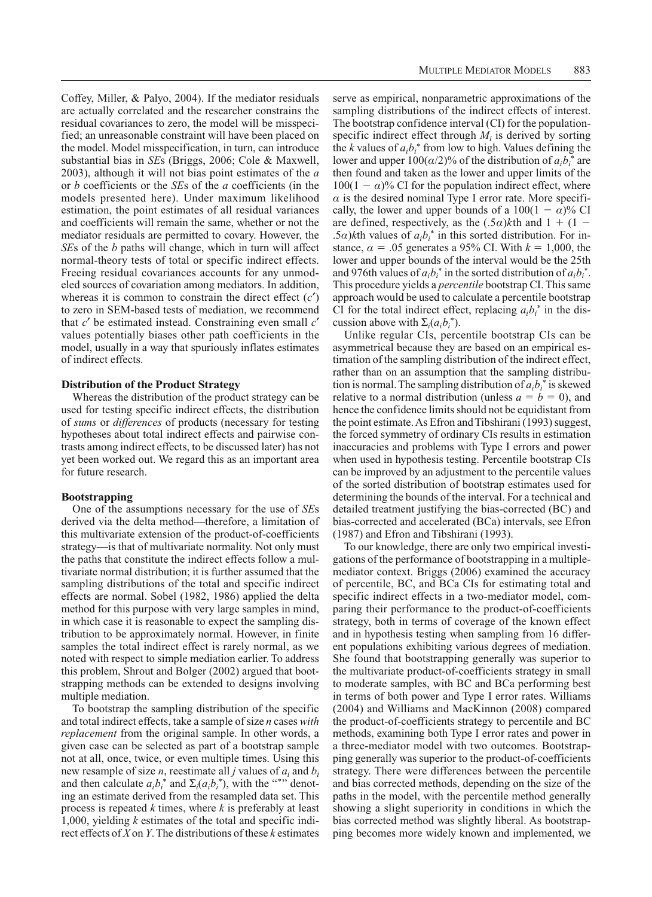Coffey, Miller, & Palyo, 2004). If the mediator residuals are actually correlated and the researcher constrains the residual covariances to zero, the model will be misspecified; an unreasonable constraint will have been placed on the model. Model misspecification, in turn, can introduce substantial bias in *SE*s (Briggs, 2006; Cole & Maxwell, 2003), although it will not bias point estimates of the *a* or *b* coefficients or the *SE*s of the *a* coefficients (in the models presented here). Under maximum likelihood estimation, the point estimates of all residual variances and coefficients will remain the same, whether or not the mediator residuals are permitted to covary. However, the *SE*s of the *b* paths will change, which in turn will affect normal-theory tests of total or specific indirect effects. Freeing residual covariances accounts for any unmodeled sources of covariation among mediators. In addition, whereas it is common to constrain the direct effect ($c'$) to zero in SEM-based tests of mediation, we recommend that $c'$ be estimated instead. Constraining even small $c'$ values potentially biases other path coefficients in the model, usually in a way that spuriously inflates estimates of indirect effects.

### Distribution of the Product Strategy

Whereas the distribution of the product strategy can be used for testing specific indirect effects, the distribution of *sums* or *differences* of products (necessary for testing hypotheses about total indirect effects and pairwise contrasts among indirect effects, to be discussed later) has not yet been worked out. We regard this as an important area for future research.

### Bootstrapping

One of the assumptions necessary for the use of *SE*s derived via the delta method—therefore, a limitation of this multivariate extension of the product-of-coefficients strategy—is that of multivariate normality. Not only must the paths that constitute the indirect effects follow a multivariate normal distribution; it is further assumed that the sampling distributions of the total and specific indirect effects are normal. Sobel (1982, 1986) applied the delta method for this purpose with very large samples in mind, in which case it is reasonable to expect the sampling distribution to be approximately normal. However, in finite samples the total indirect effect is rarely normal, as we noted with respect to simple mediation earlier. To address this problem, Shrout and Bolger (2002) argued that bootstrapping methods can be extended to designs involving multiple mediation.

To bootstrap the sampling distribution of the specific and total indirect effects, take a sample of size *n* cases *with replacement* from the original sample. In other words, a given case can be selected as part of a bootstrap sample not at all, once, twice, or even multiple times. Using this new resample of size *n*, reestimate all *j* values of $a_i$ and $b_i$ and then calculate $a_ib_i^*$ and $\Sigma_i(a_ib_i^*)$, with the "*" denoting an estimate derived from the resampled data set. This process is repeated *k* times, where *k* is preferably at least 1,000, yielding *k* estimates of the total and specific indirect effects of *X* on *Y*. The distributions of these *k* estimates serve as empirical, nonparametric approximations of the sampling distributions of the indirect effects of interest. The bootstrap confidence interval (CI) for the population-specific indirect effect through $M_i$ is derived by sorting the *k* values of $a_ib_i^*$ from low to high. Values defining the lower and upper $100(\alpha/2)$% of the distribution of $a_ib_i^*$ are then found and taken as the lower and upper limits of the $100(1 - \alpha)$% CI for the population indirect effect, where $\alpha$ is the desired nominal Type I error rate. More specifically, the lower and upper bounds of a $100(1 - \alpha)$% CI are defined, respectively, as the $(.5\alpha)k$th and $1 + (1 - .5\alpha)k$th values of $a_ib_i^*$ in this sorted distribution. For instance, $\alpha = .05$ generates a 95% CI. With $k = 1{,}000$, the lower and upper bounds of the interval would be the 25th and 976th values of $a_ib_i^*$ in the sorted distribution of $a_ib_i^*$. This procedure yields a *percentile* bootstrap CI. This same approach would be used to calculate a percentile bootstrap CI for the total indirect effect, replacing $a_ib_i^*$ in the discussion above with $\Sigma_i(a_ib_i^*)$.

Unlike regular CIs, percentile bootstrap CIs can be asymmetrical because they are based on an empirical estimation of the sampling distribution of the indirect effect, rather than on an assumption that the sampling distribution is normal. The sampling distribution of $a_ib_i^*$ is skewed relative to a normal distribution (unless $a = b = 0$), and hence the confidence limits should not be equidistant from the point estimate. As Efron and Tibshirani (1993) suggest, the forced symmetry of ordinary CIs results in estimation inaccuracies and problems with Type I errors and power when used in hypothesis testing. Percentile bootstrap CIs can be improved by an adjustment to the percentile values of the sorted distribution of bootstrap estimates used for determining the bounds of the interval. For a technical and detailed treatment justifying the bias-corrected (BC) and bias-corrected and accelerated (BCa) intervals, see Efron (1987) and Efron and Tibshirani (1993).

To our knowledge, there are only two empirical investigations of the performance of bootstrapping in a multiple-mediator context. Briggs (2006) examined the accuracy of percentile, BC, and BCa CIs for estimating total and specific indirect effects in a two-mediator model, comparing their performance to the product-of-coefficients strategy, both in terms of coverage of the known effect and in hypothesis testing when sampling from 16 different populations exhibiting various degrees of mediation. She found that bootstrapping generally was superior to the multivariate product-of-coefficients strategy in small to moderate samples, with BC and BCa performing best in terms of both power and Type I error rates. Williams (2004) and Williams and MacKinnon (2008) compared the product-of-coefficients strategy to percentile and BC methods, examining both Type I error rates and power in a three-mediator model with two outcomes. Bootstrapping generally was superior to the product-of-coefficients strategy. There were differences between the percentile and bias corrected methods, depending on the size of the paths in the model, with the percentile method generally showing a slight superiority in conditions in which the bias corrected method was slightly liberal. As bootstrapping becomes more widely known and implemented, we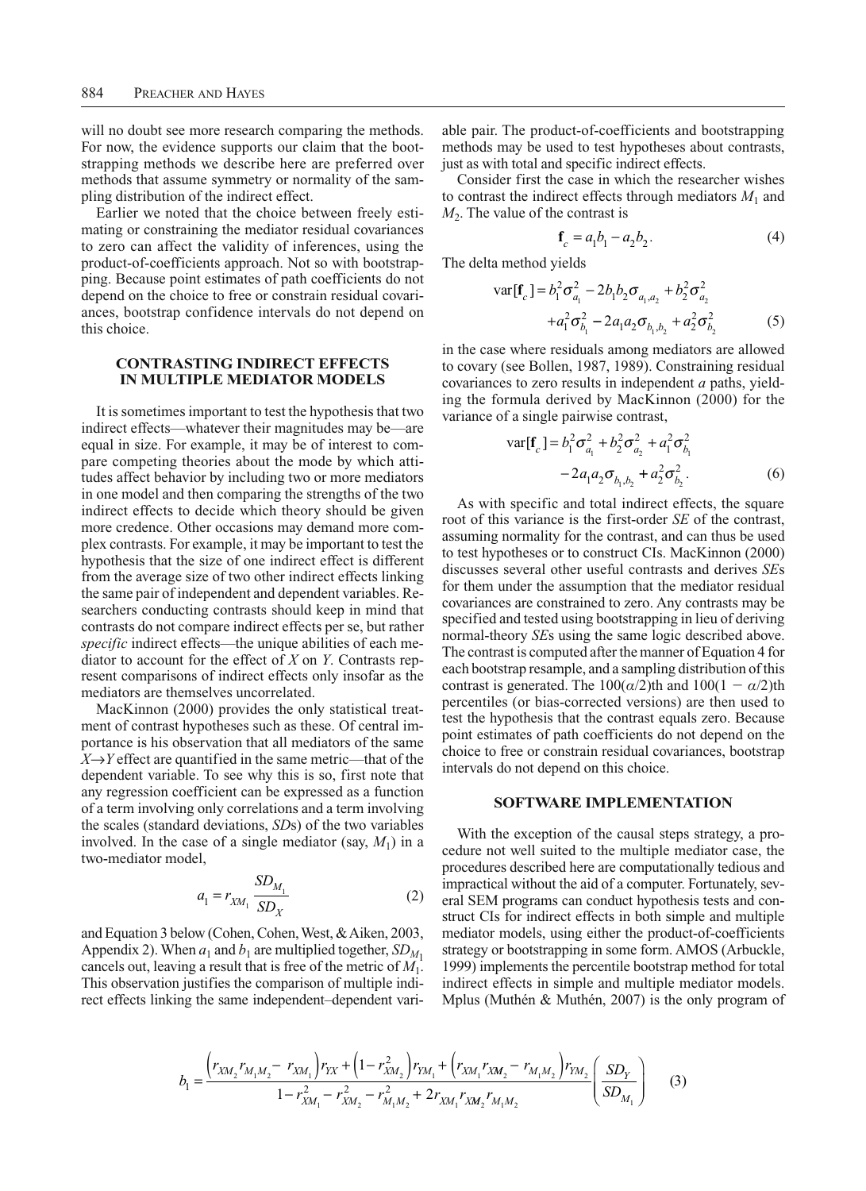will no doubt see more research comparing the methods. For now, the evidence supports our claim that the bootstrapping methods we describe here are preferred over methods that assume symmetry or normality of the sampling distribution of the indirect effect.

Earlier we noted that the choice between freely estimating or constraining the mediator residual covariances to zero can affect the validity of inferences, using the product-of-coefficients approach. Not so with bootstrapping. Because point estimates of path coefficients do not depend on the choice to free or constrain residual covariances, bootstrap confidence intervals do not depend on this choice.

## CONTRASTING INDIRECT EFFECTS IN MULTIPLE MEDIATOR MODELS

It is sometimes important to test the hypothesis that two indirect effects—whatever their magnitudes may be—are equal in size. For example, it may be of interest to compare competing theories about the mode by which attitudes affect behavior by including two or more mediators in one model and then comparing the strengths of the two indirect effects to decide which theory should be given more credence. Other occasions may demand more complex contrasts. For example, it may be important to test the hypothesis that the size of one indirect effect is different from the average size of two other indirect effects linking the same pair of independent and dependent variables. Researchers conducting contrasts should keep in mind that contrasts do not compare indirect effects per se, but rather *specific* indirect effects—the unique abilities of each mediator to account for the effect of $X$ on $Y$. Contrasts represent comparisons of indirect effects only insofar as the mediators are themselves uncorrelated.

MacKinnon (2000) provides the only statistical treatment of contrast hypotheses such as these. Of central importance is his observation that all mediators of the same $X \rightarrow Y$ effect are quantified in the same metric—that of the dependent variable. To see why this is so, first note that any regression coefficient can be expressed as a function of a term involving only correlations and a term involving the scales (standard deviations, *SD*s) of the two variables involved. In the case of a single mediator (say, $M_1$) in a two-mediator model,

$$a_1 = r_{XM_1} \frac{SD_{M_1}}{SD_X} \tag{2}$$

and Equation 3 below (Cohen, Cohen, West, & Aiken, 2003, Appendix 2). When $a_1$ and $b_1$ are multiplied together, $SD_{M_1}$ cancels out, leaving a result that is free of the metric of $M_1$. This observation justifies the comparison of multiple indirect effects linking the same independent–dependent variable pair. The product-of-coefficients and bootstrapping methods may be used to test hypotheses about contrasts, just as with total and specific indirect effects.

Consider first the case in which the researcher wishes to contrast the indirect effects through mediators $M_1$ and $M_2$. The value of the contrast is

$$\mathbf{f}_c = a_1 b_1 - a_2 b_2. \tag{4}$$

The delta method yields

$$\begin{aligned} \text{var}[\mathbf{f}_c] = {} & b_1^2 \sigma_{a_1}^2 - 2 b_1 b_2 \sigma_{a_1, a_2} + b_2^2 \sigma_{a_2}^2 \\ & + a_1^2 \sigma_{b_1}^2 - 2 a_1 a_2 \sigma_{b_1, b_2} + a_2^2 \sigma_{b_2}^2 \end{aligned} \tag{5}$$

in the case where residuals among mediators are allowed to covary (see Bollen, 1987, 1989). Constraining residual covariances to zero results in independent $a$ paths, yielding the formula derived by MacKinnon (2000) for the variance of a single pairwise contrast,

$$\begin{aligned} \text{var}[\mathbf{f}_c] = {} & b_1^2 \sigma_{a_1}^2 + b_2^2 \sigma_{a_2}^2 + a_1^2 \sigma_{b_1}^2 \\ & - 2 a_1 a_2 \sigma_{b_1, b_2} + a_2^2 \sigma_{b_2}^2. \end{aligned} \tag{6}$$

As with specific and total indirect effects, the square root of this variance is the first-order *SE* of the contrast, assuming normality for the contrast, and can thus be used to test hypotheses or to construct CIs. MacKinnon (2000) discusses several other useful contrasts and derives *SE*s for them under the assumption that the mediator residual covariances are constrained to zero. Any contrasts may be specified and tested using bootstrapping in lieu of deriving normal-theory *SE*s using the same logic described above. The contrast is computed after the manner of Equation 4 for each bootstrap resample, and a sampling distribution of this contrast is generated. The $100(\alpha/2)$th and $100(1 - \alpha/2)$th percentiles (or bias-corrected versions) are then used to test the hypothesis that the contrast equals zero. Because point estimates of path coefficients do not depend on the choice to free or constrain residual covariances, bootstrap intervals do not depend on this choice.

## SOFTWARE IMPLEMENTATION

With the exception of the causal steps strategy, a procedure not well suited to the multiple mediator case, the procedures described here are computationally tedious and impractical without the aid of a computer. Fortunately, several SEM programs can conduct hypothesis tests and construct CIs for indirect effects in both simple and multiple mediator models, using either the product-of-coefficients strategy or bootstrapping in some form. AMOS (Arbuckle, 1999) implements the percentile bootstrap method for total indirect effects in simple and multiple mediator models. Mplus (Muthén & Muthén, 2007) is the only program of

$$b_1 = \frac{\left(r_{XM_2} r_{M_1M_2} - r_{XM_1}\right) r_{YX} + \left(1 - r_{XM_2}^2\right) r_{YM_1} + \left(r_{XM_1} r_{XM_2} - r_{M_1M_2}\right) r_{YM_2}}{1 - r_{XM_1}^2 - r_{XM_2}^2 - r_{M_1M_2}^2 + 2 r_{XM_1} r_{XM_2} r_{M_1M_2}} \left(\frac{SD_Y}{SD_{M_1}}\right) \tag{3}$$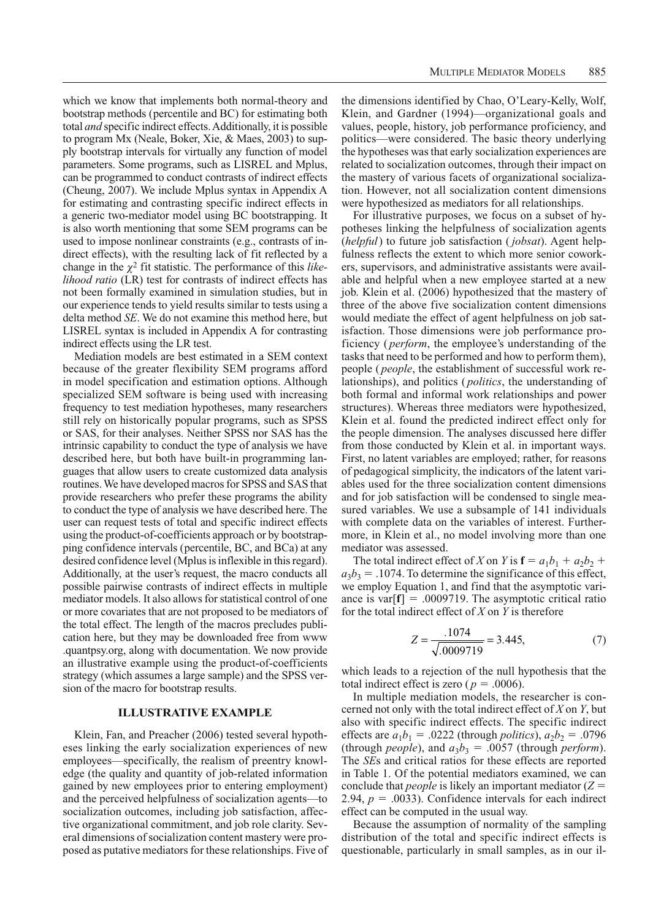which we know that implements both normal-theory and bootstrap methods (percentile and BC) for estimating both total *and* specific indirect effects. Additionally, it is possible to program Mx (Neale, Boker, Xie, & Maes, 2003) to supply bootstrap intervals for virtually any function of model parameters. Some programs, such as LISREL and Mplus, can be programmed to conduct contrasts of indirect effects (Cheung, 2007). We include Mplus syntax in Appendix A for estimating and contrasting specific indirect effects in a generic two-mediator model using BC bootstrapping. It is also worth mentioning that some SEM programs can be used to impose nonlinear constraints (e.g., contrasts of indirect effects), with the resulting lack of fit reflected by a change in the $\chi^2$ fit statistic. The performance of this *likelihood ratio* (LR) test for contrasts of indirect effects has not been formally examined in simulation studies, but in our experience tends to yield results similar to tests using a delta method *SE*. We do not examine this method here, but LISREL syntax is included in Appendix A for contrasting indirect effects using the LR test.

Mediation models are best estimated in a SEM context because of the greater flexibility SEM programs afford in model specification and estimation options. Although specialized SEM software is being used with increasing frequency to test mediation hypotheses, many researchers still rely on historically popular programs, such as SPSS or SAS, for their analyses. Neither SPSS nor SAS has the intrinsic capability to conduct the type of analysis we have described here, but both have built-in programming languages that allow users to create customized data analysis routines. We have developed macros for SPSS and SAS that provide researchers who prefer these programs the ability to conduct the type of analysis we have described here. The user can request tests of total and specific indirect effects using the product-of-coefficients approach or by bootstrapping confidence intervals (percentile, BC, and BCa) at any desired confidence level (Mplus is inflexible in this regard). Additionally, at the user's request, the macro conducts all possible pairwise contrasts of indirect effects in multiple mediator models. It also allows for statistical control of one or more covariates that are not proposed to be mediators of the total effect. The length of the macros precludes publication here, but they may be downloaded free from www.quantpsy.org, along with documentation. We now provide an illustrative example using the product-of-coefficients strategy (which assumes a large sample) and the SPSS version of the macro for bootstrap results.

## ILLUSTRATIVE EXAMPLE

Klein, Fan, and Preacher (2006) tested several hypotheses linking the early socialization experiences of new employees—specifically, the realism of preentry knowledge (the quality and quantity of job-related information gained by new employees prior to entering employment) and the perceived helpfulness of socialization agents—to socialization outcomes, including job satisfaction, affective organizational commitment, and job role clarity. Several dimensions of socialization content mastery were proposed as putative mediators for these relationships. Five of the dimensions identified by Chao, O'Leary-Kelly, Wolf, Klein, and Gardner (1994)—organizational goals and values, people, history, job performance proficiency, and politics—were considered. The basic theory underlying the hypotheses was that early socialization experiences are related to socialization outcomes, through their impact on the mastery of various facets of organizational socialization. However, not all socialization content dimensions were hypothesized as mediators for all relationships.

For illustrative purposes, we focus on a subset of hypotheses linking the helpfulness of socialization agents (*helpful*) to future job satisfaction (*jobsat*). Agent helpfulness reflects the extent to which more senior coworkers, supervisors, and administrative assistants were available and helpful when a new employee started at a new job. Klein et al. (2006) hypothesized that the mastery of three of the above five socialization content dimensions would mediate the effect of agent helpfulness on job satisfaction. Those dimensions were job performance proficiency (*perform*, the employee's understanding of the tasks that need to be performed and how to perform them), people (*people*, the establishment of successful work relationships), and politics (*politics*, the understanding of both formal and informal work relationships and power structures). Whereas three mediators were hypothesized, Klein et al. found the predicted indirect effect only for the people dimension. The analyses discussed here differ from those conducted by Klein et al. in important ways. First, no latent variables are employed; rather, for reasons of pedagogical simplicity, the indicators of the latent variables used for the three socialization content dimensions and for job satisfaction will be condensed to single measured variables. We use a subsample of 141 individuals with complete data on the variables of interest. Furthermore, in Klein et al., no model involving more than one mediator was assessed.

The total indirect effect of $X$ on $Y$ is $\mathbf{f} = a_1b_1 + a_2b_2 + a_3b_3 = .1074$. To determine the significance of this effect, we employ Equation 1, and find that the asymptotic variance is $\text{var}[\mathbf{f}] = .0009719$. The asymptotic critical ratio for the total indirect effect of $X$ on $Y$ is therefore

$$Z = \frac{.1074}{\sqrt{.0009719}} = 3.445, \tag{7}$$

which leads to a rejection of the null hypothesis that the total indirect effect is zero ($p = .0006$).

In multiple mediation models, the researcher is concerned not only with the total indirect effect of $X$ on $Y$, but also with specific indirect effects. The specific indirect effects are $a_1b_1 = .0222$ (through *politics*), $a_2b_2 = .0796$ (through *people*), and $a_3b_3 = .0057$ (through *perform*). The *SE*s and critical ratios for these effects are reported in Table 1. Of the potential mediators examined, we can conclude that *people* is likely an important mediator ($Z = 2.94$, $p = .0033$). Confidence intervals for each indirect effect can be computed in the usual way.

Because the assumption of normality of the sampling distribution of the total and specific indirect effects is questionable, particularly in small samples, as in our il-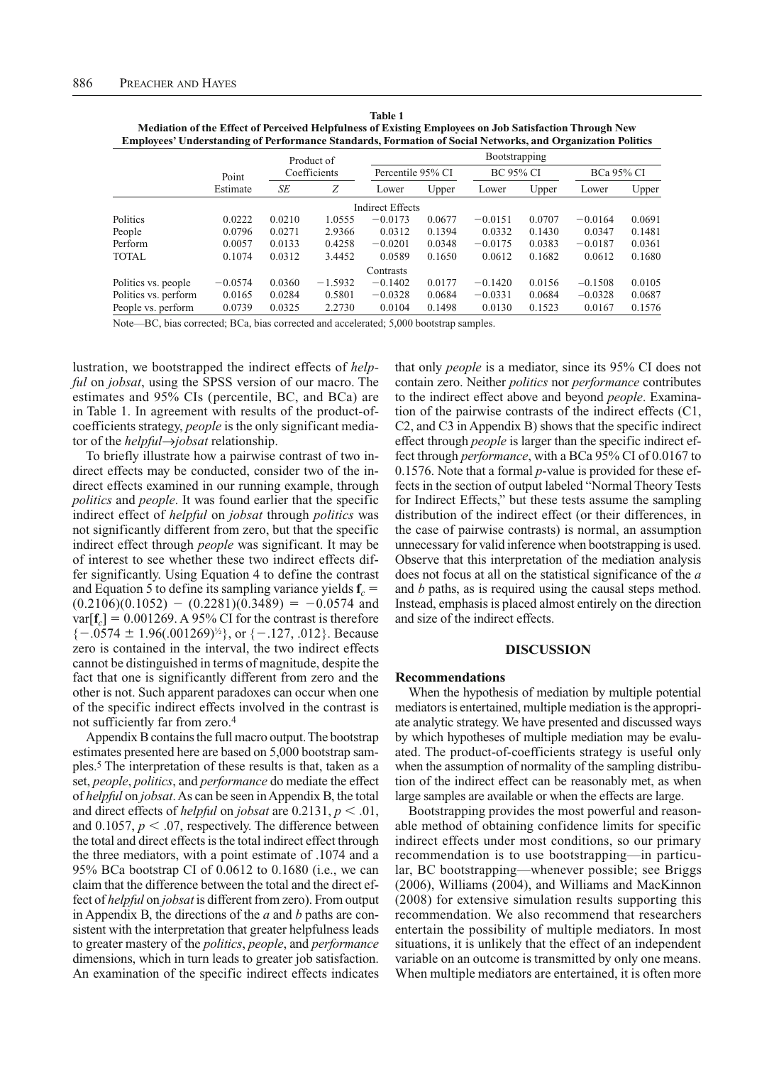**Table 1**
**Mediation of the Effect of Perceived Helpfulness of Existing Employees on Job Satisfaction Through New Employees' Understanding of Performance Standards, Formation of Social Networks, and Organization Politics**

| | Point Estimate | Product of Coefficients | | Bootstrapping | | | | | |
|---|---|---|---|---|---|---|---|---|---|
| | | | | Percentile 95% CI | | BC 95% CI | | BCa 95% CI | |
| | | *SE* | *Z* | Lower | Upper | Lower | Upper | Lower | Upper |
| | | | | Indirect Effects | | | | | |
| Politics | 0.0222 | 0.0210 | 1.0555 | −0.0173 | 0.0677 | −0.0151 | 0.0707 | −0.0164 | 0.0691 |
| People | 0.0796 | 0.0271 | 2.9366 | 0.0312 | 0.1394 | 0.0332 | 0.1430 | 0.0347 | 0.1481 |
| Perform | 0.0057 | 0.0133 | 0.4258 | −0.0201 | 0.0348 | −0.0175 | 0.0383 | −0.0187 | 0.0361 |
| TOTAL | 0.1074 | 0.0312 | 3.4452 | 0.0589 | 0.1650 | 0.0612 | 0.1682 | 0.0612 | 0.1680 |
| | | | | Contrasts | | | | | |
| Politics vs. people | −0.0574 | 0.0360 | −1.5932 | −0.1402 | 0.0177 | −0.1420 | 0.0156 | −0.1508 | 0.0105 |
| Politics vs. perform | 0.0165 | 0.0284 | 0.5801 | −0.0328 | 0.0684 | −0.0331 | 0.0684 | −0.0328 | 0.0687 |
| People vs. perform | 0.0739 | 0.0325 | 2.2730 | 0.0104 | 0.1498 | 0.0130 | 0.1523 | 0.0167 | 0.1576 |

Note—BC, bias corrected; BCa, bias corrected and accelerated; 5,000 bootstrap samples.

lustration, we bootstrapped the indirect effects of *helpful* on *jobsat*, using the SPSS version of our macro. The estimates and 95% CIs (percentile, BC, and BCa) are in Table 1. In agreement with results of the product-of-coefficients strategy, *people* is the only significant mediator of the *helpful*→*jobsat* relationship.

To briefly illustrate how a pairwise contrast of two indirect effects may be conducted, consider two of the indirect effects examined in our running example, through *politics* and *people*. It was found earlier that the specific indirect effect of *helpful* on *jobsat* through *politics* was not significantly different from zero, but that the specific indirect effect through *people* was significant. It may be of interest to see whether these two indirect effects differ significantly. Using Equation 4 to define the contrast and Equation 5 to define its sampling variance yields $\mathbf{f}_c = (0.2106)(0.1052) - (0.2281)(0.3489) = -0.0574$ and $\text{var}[\mathbf{f}_c] = 0.001269$. A 95% CI for the contrast is therefore $\{-.0574 \pm 1.96(.001269)^{1/2}\}$, or $\{-.127, .012\}$. Because zero is contained in the interval, the two indirect effects cannot be distinguished in terms of magnitude, despite the fact that one is significantly different from zero and the other is not. Such apparent paradoxes can occur when one of the specific indirect effects involved in the contrast is not sufficiently far from zero.[4]

Appendix B contains the full macro output. The bootstrap estimates presented here are based on 5,000 bootstrap samples.[5] The interpretation of these results is that, taken as a set, *people*, *politics*, and *performance* do mediate the effect of *helpful* on *jobsat*. As can be seen in Appendix B, the total and direct effects of *helpful* on *jobsat* are 0.2131, $p < .01$, and 0.1057, $p < .07$, respectively. The difference between the total and direct effects is the total indirect effect through the three mediators, with a point estimate of .1074 and a 95% BCa bootstrap CI of 0.0612 to 0.1680 (i.e., we can claim that the difference between the total and the direct effect of *helpful* on *jobsat* is different from zero). From output in Appendix B, the directions of the *a* and *b* paths are consistent with the interpretation that greater helpfulness leads to greater mastery of the *politics*, *people*, and *performance* dimensions, which in turn leads to greater job satisfaction. An examination of the specific indirect effects indicates that only *people* is a mediator, since its 95% CI does not contain zero. Neither *politics* nor *performance* contributes to the indirect effect above and beyond *people*. Examination of the pairwise contrasts of the indirect effects (C1, C2, and C3 in Appendix B) shows that the specific indirect effect through *people* is larger than the specific indirect effect through *performance*, with a BCa 95% CI of 0.0167 to 0.1576. Note that a formal *p*-value is provided for these effects in the section of output labeled "Normal Theory Tests for Indirect Effects," but these tests assume the sampling distribution of the indirect effect (or their differences, in the case of pairwise contrasts) is normal, an assumption unnecessary for valid inference when bootstrapping is used. Observe that this interpretation of the mediation analysis does not focus at all on the statistical significance of the *a* and *b* paths, as is required using the causal steps method. Instead, emphasis is placed almost entirely on the direction and size of the indirect effects.

## DISCUSSION

### Recommendations

When the hypothesis of mediation by multiple potential mediators is entertained, multiple mediation is the appropriate analytic strategy. We have presented and discussed ways by which hypotheses of multiple mediation may be evaluated. The product-of-coefficients strategy is useful only when the assumption of normality of the sampling distribution of the indirect effect can be reasonably met, as when large samples are available or when the effects are large.

Bootstrapping provides the most powerful and reasonable method of obtaining confidence limits for specific indirect effects under most conditions, so our primary recommendation is to use bootstrapping—in particular, BC bootstrapping—whenever possible; see Briggs (2006), Williams (2004), and Williams and MacKinnon (2008) for extensive simulation results supporting this recommendation. We also recommend that researchers entertain the possibility of multiple mediators. In most situations, it is unlikely that the effect of an independent variable on an outcome is transmitted by only one means. When multiple mediators are entertained, it is often more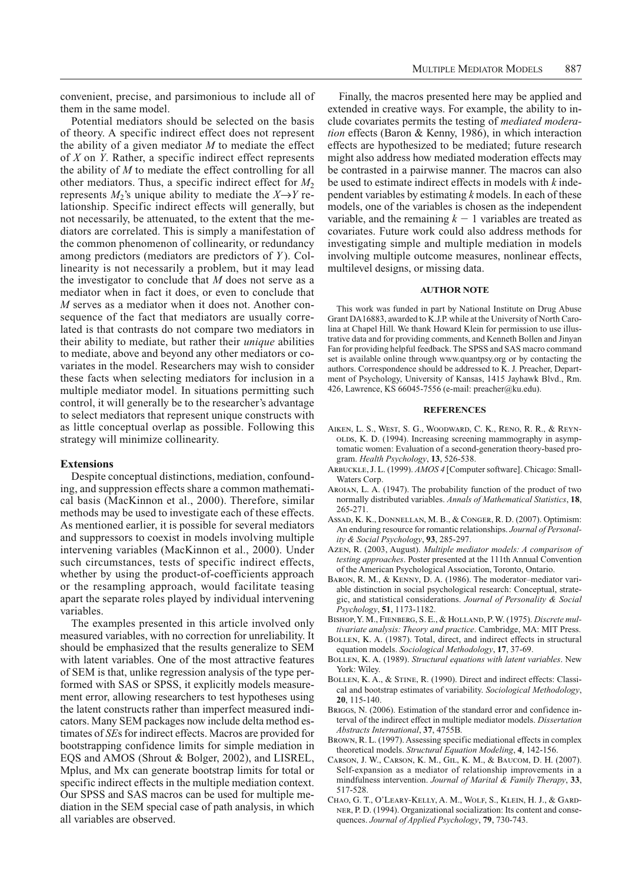convenient, precise, and parsimonious to include all of them in the same model.

Potential mediators should be selected on the basis of theory. A specific indirect effect does not represent the ability of a given mediator $M$ to mediate the effect of $X$ on $Y$. Rather, a specific indirect effect represents the ability of $M$ to mediate the effect controlling for all other mediators. Thus, a specific indirect effect for $M_2$ represents $M_2$'s unique ability to mediate the $X \rightarrow Y$ relationship. Specific indirect effects will generally, but not necessarily, be attenuated, to the extent that the mediators are correlated. This is simply a manifestation of the common phenomenon of collinearity, or redundancy among predictors (mediators are predictors of $Y$). Collinearity is not necessarily a problem, but it may lead the investigator to conclude that $M$ does not serve as a mediator when in fact it does, or even to conclude that $M$ serves as a mediator when it does not. Another consequence of the fact that mediators are usually correlated is that contrasts do not compare two mediators in their ability to mediate, but rather their *unique* abilities to mediate, above and beyond any other mediators or covariates in the model. Researchers may wish to consider these facts when selecting mediators for inclusion in a multiple mediator model. In situations permitting such control, it will generally be to the researcher's advantage to select mediators that represent unique constructs with as little conceptual overlap as possible. Following this strategy will minimize collinearity.

### Extensions

Despite conceptual distinctions, mediation, confounding, and suppression effects share a common mathematical basis (MacKinnon et al., 2000). Therefore, similar methods may be used to investigate each of these effects. As mentioned earlier, it is possible for several mediators and suppressors to coexist in models involving multiple intervening variables (MacKinnon et al., 2000). Under such circumstances, tests of specific indirect effects, whether by using the product-of-coefficients approach or the resampling approach, would facilitate teasing apart the separate roles played by individual intervening variables.

The examples presented in this article involved only measured variables, with no correction for unreliability. It should be emphasized that the results generalize to SEM with latent variables. One of the most attractive features of SEM is that, unlike regression analysis of the type performed with SAS or SPSS, it explicitly models measurement error, allowing researchers to test hypotheses using the latent constructs rather than imperfect measured indicators. Many SEM packages now include delta method estimates of *SE*s for indirect effects. Macros are provided for bootstrapping confidence limits for simple mediation in EQS and AMOS (Shrout & Bolger, 2002), and LISREL, Mplus, and Mx can generate bootstrap limits for total or specific indirect effects in the multiple mediation context. Our SPSS and SAS macros can be used for multiple mediation in the SEM special case of path analysis, in which all variables are observed.

Finally, the macros presented here may be applied and extended in creative ways. For example, the ability to include covariates permits the testing of *mediated moderation* effects (Baron & Kenny, 1986), in which interaction effects are hypothesized to be mediated; future research might also address how mediated moderation effects may be contrasted in a pairwise manner. The macros can also be used to estimate indirect effects in models with $k$ independent variables by estimating $k$ models. In each of these models, one of the variables is chosen as the independent variable, and the remaining $k - 1$ variables are treated as covariates. Future work could also address methods for investigating simple and multiple mediation in models involving multiple outcome measures, nonlinear effects, multilevel designs, or missing data.

#### AUTHOR NOTE

This work was funded in part by National Institute on Drug Abuse Grant DA16883, awarded to K.J.P. while at the University of North Carolina at Chapel Hill. We thank Howard Klein for permission to use illustrative data and for providing comments, and Kenneth Bollen and Jinyan Fan for providing helpful feedback. The SPSS and SAS macro command set is available online through www.quantpsy.org or by contacting the authors. Correspondence should be addressed to K. J. Preacher, Department of Psychology, University of Kansas, 1415 Jayhawk Blvd., Rm. 426, Lawrence, KS 66045-7556 (e-mail: preacher@ku.edu).

#### REFERENCES

Aiken, L. S., West, S. G., Woodward, C. K., Reno, R. R., & Reynolds, K. D. (1994). Increasing screening mammography in asymptomatic women: Evaluation of a second-generation theory-based program. *Health Psychology*, **13**, 526-538.

Arbuckle, J. L. (1999). *AMOS 4* [Computer software]. Chicago: Small-Waters Corp.

Aroian, L. A. (1947). The probability function of the product of two normally distributed variables. *Annals of Mathematical Statistics*, **18**, 265-271.

Assad, K. K., Donnellan, M. B., & Conger, R. D. (2007). Optimism: An enduring resource for romantic relationships. *Journal of Personality & Social Psychology*, **93**, 285-297.

Azen, R. (2003, August). *Multiple mediator models: A comparison of testing approaches*. Poster presented at the 111th Annual Convention of the American Psychological Association, Toronto, Ontario.

Baron, R. M., & Kenny, D. A. (1986). The moderator–mediator variable distinction in social psychological research: Conceptual, strategic, and statistical considerations. *Journal of Personality & Social Psychology*, **51**, 1173-1182.

Bishop, Y. M., Fienberg, S. E., & Holland, P. W. (1975). *Discrete multivariate analysis: Theory and practice*. Cambridge, MA: MIT Press.

Bollen, K. A. (1987). Total, direct, and indirect effects in structural equation models. *Sociological Methodology*, **17**, 37-69.

Bollen, K. A. (1989). *Structural equations with latent variables*. New York: Wiley.

Bollen, K. A., & Stine, R. (1990). Direct and indirect effects: Classical and bootstrap estimates of variability. *Sociological Methodology*, **20**, 115-140.

Briggs, N. (2006). Estimation of the standard error and confidence interval of the indirect effect in multiple mediator models. *Dissertation Abstracts International*, **37**, 4755B.

Brown, R. L. (1997). Assessing specific mediational effects in complex theoretical models. *Structural Equation Modeling*, **4**, 142-156.

Carson, J. W., Carson, K. M., Gil, K. M., & Baucom, D. H. (2007). Self-expansion as a mediator of relationship improvements in a mindfulness intervention. *Journal of Marital & Family Therapy*, **33**, 517-528.

Chao, G. T., O'Leary-Kelly, A. M., Wolf, S., Klein, H. J., & Gardner, P. D. (1994). Organizational socialization: Its content and consequences. *Journal of Applied Psychology*, **79**, 730-743.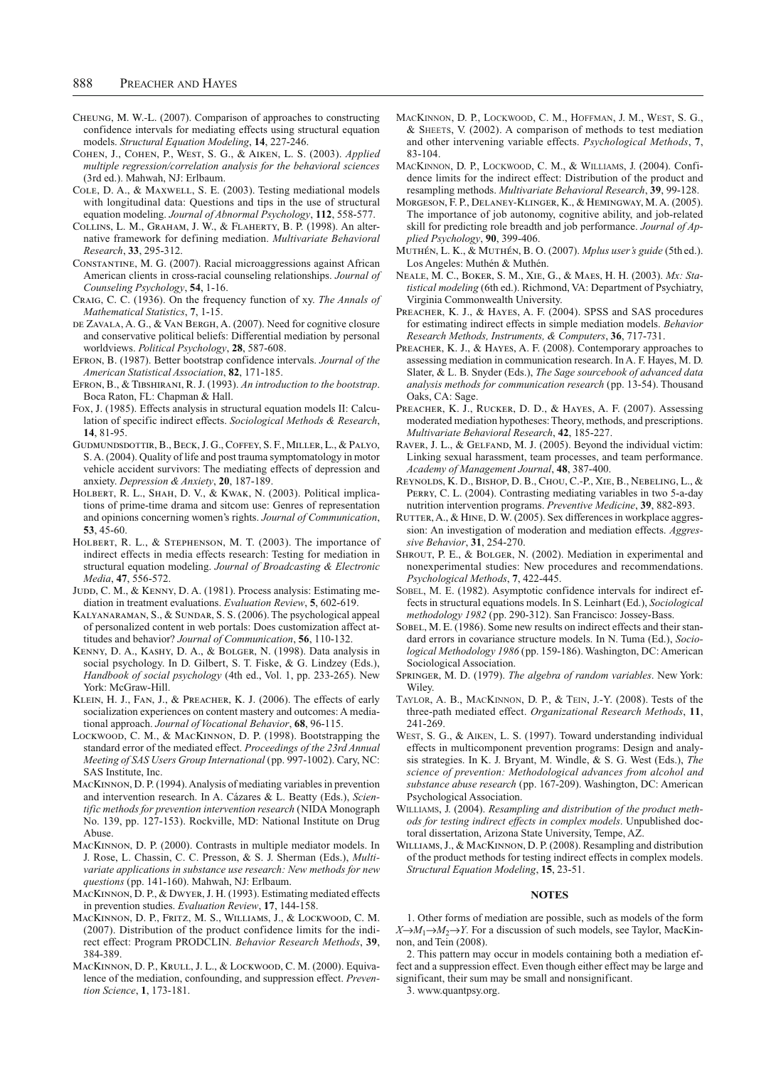Cheung, M. W.-L. (2007). Comparison of approaches to constructing confidence intervals for mediating effects using structural equation models. *Structural Equation Modeling*, **14**, 227-246.

Cohen, J., Cohen, P., West, S. G., & Aiken, L. S. (2003). *Applied multiple regression/correlation analysis for the behavioral sciences* (3rd ed.). Mahwah, NJ: Erlbaum.

Cole, D. A., & Maxwell, S. E. (2003). Testing mediational models with longitudinal data: Questions and tips in the use of structural equation modeling. *Journal of Abnormal Psychology*, **112**, 558-577.

Collins, L. M., Graham, J. W., & Flaherty, B. P. (1998). An alternative framework for defining mediation. *Multivariate Behavioral Research*, **33**, 295-312.

Constantine, M. G. (2007). Racial microaggressions against African American clients in cross-racial counseling relationships. *Journal of Counseling Psychology*, **54**, 1-16.

Craig, C. C. (1936). On the frequency function of xy. *The Annals of Mathematical Statistics*, **7**, 1-15.

de Zavala, A. G., & Van Bergh, A. (2007). Need for cognitive closure and conservative political beliefs: Differential mediation by personal worldviews. *Political Psychology*, **28**, 587-608.

Efron, B. (1987). Better bootstrap confidence intervals. *Journal of the American Statistical Association*, **82**, 171-185.

Efron, B., & Tibshirani, R. J. (1993). *An introduction to the bootstrap*. Boca Raton, FL: Chapman & Hall.

Fox, J. (1985). Effects analysis in structural equation models II: Calculation of specific indirect effects. *Sociological Methods & Research*, **14**, 81-95.

Gudmundsdottir, B., Beck, J. G., Coffey, S. F., Miller, L., & Palyo, S. A. (2004). Quality of life and post trauma symptomatology in motor vehicle accident survivors: The mediating effects of depression and anxiety. *Depression & Anxiety*, **20**, 187-189.

Holbert, R. L., Shah, D. V., & Kwak, N. (2003). Political implications of prime-time drama and sitcom use: Genres of representation and opinions concerning women's rights. *Journal of Communication*, **53**, 45-60.

Holbert, R. L., & Stephenson, M. T. (2003). The importance of indirect effects in media effects research: Testing for mediation in structural equation modeling. *Journal of Broadcasting & Electronic Media*, **47**, 556-572.

Judd, C. M., & Kenny, D. A. (1981). Process analysis: Estimating mediation in treatment evaluations. *Evaluation Review*, **5**, 602-619.

Kalyanaraman, S., & Sundar, S. S. (2006). The psychological appeal of personalized content in web portals: Does customization affect attitudes and behavior? *Journal of Communication*, **56**, 110-132.

Kenny, D. A., Kashy, D. A., & Bolger, N. (1998). Data analysis in social psychology. In D. Gilbert, S. T. Fiske, & G. Lindzey (Eds.), *Handbook of social psychology* (4th ed., Vol. 1, pp. 233-265). New York: McGraw-Hill.

Klein, H. J., Fan, J., & Preacher, K. J. (2006). The effects of early socialization experiences on content mastery and outcomes: A mediational approach. *Journal of Vocational Behavior*, **68**, 96-115.

Lockwood, C. M., & MacKinnon, D. P. (1998). Bootstrapping the standard error of the mediated effect. *Proceedings of the 23rd Annual Meeting of SAS Users Group International* (pp. 997-1002). Cary, NC: SAS Institute, Inc.

MacKinnon, D. P. (1994). Analysis of mediating variables in prevention and intervention research. In A. Cázares & L. Beatty (Eds.), *Scientific methods for prevention intervention research* (NIDA Monograph No. 139, pp. 127-153). Rockville, MD: National Institute on Drug Abuse.

MacKinnon, D. P. (2000). Contrasts in multiple mediator models. In J. Rose, L. Chassin, C. C. Presson, & S. J. Sherman (Eds.), *Multivariate applications in substance use research: New methods for new questions* (pp. 141-160). Mahwah, NJ: Erlbaum.

MacKinnon, D. P., & Dwyer, J. H. (1993). Estimating mediated effects in prevention studies. *Evaluation Review*, **17**, 144-158.

MacKinnon, D. P., Fritz, M. S., Williams, J., & Lockwood, C. M. (2007). Distribution of the product confidence limits for the indirect effect: Program PRODCLIN. *Behavior Research Methods*, **39**, 384-389.

MacKinnon, D. P., Krull, J. L., & Lockwood, C. M. (2000). Equivalence of the mediation, confounding, and suppression effect. *Prevention Science*, **1**, 173-181.

MacKinnon, D. P., Lockwood, C. M., Hoffman, J. M., West, S. G., & Sheets, V. (2002). A comparison of methods to test mediation and other intervening variable effects. *Psychological Methods*, **7**, 83-104.

MacKinnon, D. P., Lockwood, C. M., & Williams, J. (2004). Confidence limits for the indirect effect: Distribution of the product and resampling methods. *Multivariate Behavioral Research*, **39**, 99-128.

Morgeson, F. P., Delaney-Klinger, K., & Hemingway, M. A. (2005). The importance of job autonomy, cognitive ability, and job-related skill for predicting role breadth and job performance. *Journal of Applied Psychology*, **90**, 399-406.

Muthén, L. K., & Muthén, B. O. (2007). *Mplus user's guide* (5th ed.). Los Angeles: Muthén & Muthén.

Neale, M. C., Boker, S. M., Xie, G., & Maes, H. H. (2003). *Mx: Statistical modeling* (6th ed.). Richmond, VA: Department of Psychiatry, Virginia Commonwealth University.

Preacher, K. J., & Hayes, A. F. (2004). SPSS and SAS procedures for estimating indirect effects in simple mediation models. *Behavior Research Methods, Instruments, & Computers*, **36**, 717-731.

Preacher, K. J., & Hayes, A. F. (2008). Contemporary approaches to assessing mediation in communication research. In A. F. Hayes, M. D. Slater, & L. B. Snyder (Eds.), *The Sage sourcebook of advanced data analysis methods for communication research* (pp. 13-54). Thousand Oaks, CA: Sage.

Preacher, K. J., Rucker, D. D., & Hayes, A. F. (2007). Assessing moderated mediation hypotheses: Theory, methods, and prescriptions. *Multivariate Behavioral Research*, **42**, 185-227.

Raver, J. L., & Gelfand, M. J. (2005). Beyond the individual victim: Linking sexual harassment, team processes, and team performance. *Academy of Management Journal*, **48**, 387-400.

Reynolds, K. D., Bishop, D. B., Chou, C.-P., Xie, B., Nebeling, L., & Perry, C. L. (2004). Contrasting mediating variables in two 5-a-day nutrition intervention programs. *Preventive Medicine*, **39**, 882-893.

Rutter, A., & Hine, D. W. (2005). Sex differences in workplace aggression: An investigation of moderation and mediation effects. *Aggressive Behavior*, **31**, 254-270.

Shrout, P. E., & Bolger, N. (2002). Mediation in experimental and nonexperimental studies: New procedures and recommendations. *Psychological Methods*, **7**, 422-445.

Sobel, M. E. (1982). Asymptotic confidence intervals for indirect effects in structural equations models. In S. Leinhart (Ed.), *Sociological methodology 1982* (pp. 290-312). San Francisco: Jossey-Bass.

Sobel, M. E. (1986). Some new results on indirect effects and their standard errors in covariance structure models. In N. Tuma (Ed.), *Sociological Methodology 1986* (pp. 159-186). Washington, DC: American Sociological Association.

Springer, M. D. (1979). *The algebra of random variables*. New York: Wiley.

Taylor, A. B., MacKinnon, D. P., & Tein, J.-Y. (2008). Tests of the three-path mediated effect. *Organizational Research Methods*, **11**, 241-269.

West, S. G., & Aiken, L. S. (1997). Toward understanding individual effects in multicomponent prevention programs: Design and analysis strategies. In K. J. Bryant, M. Windle, & S. G. West (Eds.), *The science of prevention: Methodological advances from alcohol and substance abuse research* (pp. 167-209). Washington, DC: American Psychological Association.

Williams, J. (2004). *Resampling and distribution of the product methods for testing indirect effects in complex models*. Unpublished doctoral dissertation, Arizona State University, Tempe, AZ.

Williams, J., & MacKinnon, D. P. (2008). Resampling and distribution of the product methods for testing indirect effects in complex models. *Structural Equation Modeling*, **15**, 23-51.

## NOTES

1. Other forms of mediation are possible, such as models of the form $X \rightarrow M_1 \rightarrow M_2 \rightarrow Y$. For a discussion of such models, see Taylor, MacKinnon, and Tein (2008).

2. This pattern may occur in models containing both a mediation effect and a suppression effect. Even though either effect may be large and significant, their sum may be small and nonsignificant.

3. www.quantpsy.org.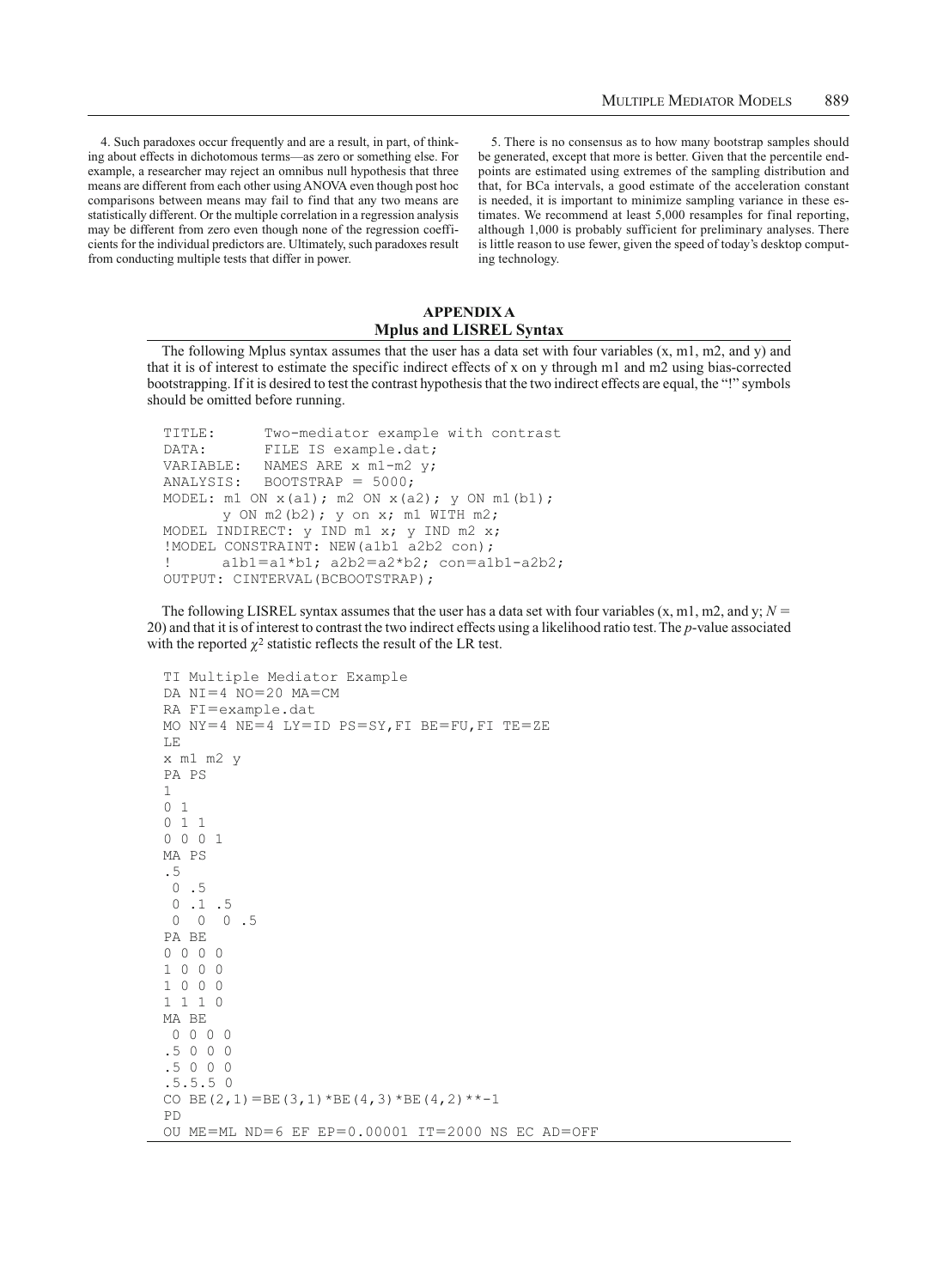4. Such paradoxes occur frequently and are a result, in part, of thinking about effects in dichotomous terms—as zero or something else. For example, a researcher may reject an omnibus null hypothesis that three means are different from each other using ANOVA even though post hoc comparisons between means may fail to find that any two means are statistically different. Or the multiple correlation in a regression analysis may be different from zero even though none of the regression coefficients for the individual predictors are. Ultimately, such paradoxes result from conducting multiple tests that differ in power.

5. There is no consensus as to how many bootstrap samples should be generated, except that more is better. Given that the percentile endpoints are estimated using extremes of the sampling distribution and that, for BCa intervals, a good estimate of the acceleration constant is needed, it is important to minimize sampling variance in these estimates. We recommend at least 5,000 resamples for final reporting, although 1,000 is probably sufficient for preliminary analyses. There is little reason to use fewer, given the speed of today's desktop computing technology.

## APPENDIX A
## Mplus and LISREL Syntax

The following Mplus syntax assumes that the user has a data set with four variables (x, m1, m2, and y) and that it is of interest to estimate the specific indirect effects of x on y through m1 and m2 using bias-corrected bootstrapping. If it is desired to test the contrast hypothesis that the two indirect effects are equal, the "!" symbols should be omitted before running.

```
TITLE:      Two-mediator example with contrast
DATA:       FILE IS example.dat;
VARIABLE:   NAMES ARE x m1-m2 y;
ANALYSIS:   BOOTSTRAP = 5000;
MODEL: m1 ON x(a1); m2 ON x(a2); y ON m1(b1);
       y ON m2(b2); y on x; m1 WITH m2;
MODEL INDIRECT: y IND m1 x; y IND m2 x;
!MODEL CONSTRAINT: NEW(a1b1 a2b2 con);
!      a1b1=a1*b1; a2b2=a2*b2; con=a1b1-a2b2;
OUTPUT: CINTERVAL(BCBOOTSTRAP);
```

The following LISREL syntax assumes that the user has a data set with four variables (x, m1, m2, and y; $N =$ 20) and that it is of interest to contrast the two indirect effects using a likelihood ratio test. The $p$-value associated with the reported $\chi^2$ statistic reflects the result of the LR test.

```
TI Multiple Mediator Example
DA NI=4 NO=20 MA=CM
RA FI=example.dat
MO NY=4 NE=4 LY=ID PS=SY,FI BE=FU,FI TE=ZE
LE
x m1 m2 y
PA PS
1
0 1
0 1 1
0 0 0 1
MA PS
.5
 0 .5
 0 .1 .5
 0  0  0 .5
PA BE
0 0 0 0
1 0 0 0
1 0 0 0
1 1 1 0
MA BE
 0 0 0 0
.5 0 0 0
.5 0 0 0
.5.5.5 0
CO BE(2,1)=BE(3,1)*BE(4,3)*BE(4,2)**-1
PD
OU ME=ML ND=6 EF EP=0.00001 IT=2000 NS EC AD=OFF
```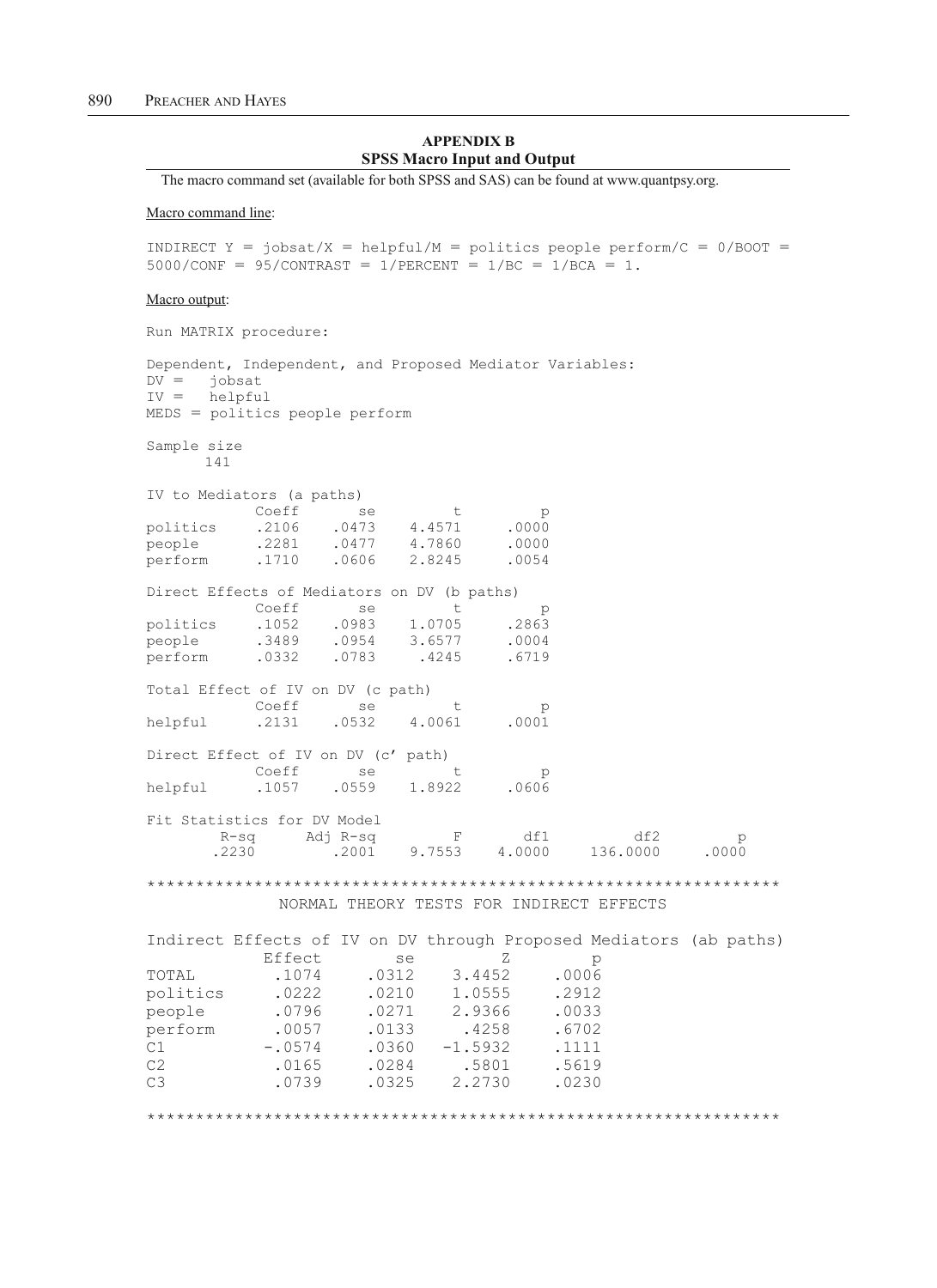## APPENDIX B
## SPSS Macro Input and Output

The macro command set (available for both SPSS and SAS) can be found at www.quantpsy.org.

Macro command line:

```
INDIRECT Y = jobsat/X = helpful/M = politics people perform/C = 0/BOOT =
5000/CONF = 95/CONTRAST = 1/PERCENT = 1/BC = 1/BCA = 1.
```

Macro output:

```
Run MATRIX procedure:

Dependent, Independent, and Proposed Mediator Variables:
DV =   jobsat
IV =   helpful
MEDS = politics people perform

Sample size
      141

IV to Mediators (a paths)
           Coeff      se         t          p
politics    .2106    .0473    4.4571     .0000
people      .2281    .0477    4.7860     .0000
perform     .1710    .0606    2.8245     .0054

Direct Effects of Mediators on DV (b paths)
           Coeff      se         t          p
politics    .1052    .0983    1.0705     .2863
people      .3489    .0954    3.6577     .0004
perform     .0332    .0783     .4245     .6719

Total Effect of IV on DV (c path)
           Coeff      se         t          p
helpful     .2131    .0532    4.0061     .0001

Direct Effect of IV on DV (c' path)
           Coeff      se         t          p
helpful     .1057    .0559    1.8922     .0606

Fit Statistics for DV Model
       R-sq      Adj R-sq        F        df1         df2          p
       .2230        .2001    9.7553    4.0000    136.0000      .0000

*****************************************************************
             NORMAL THEORY TESTS FOR INDIRECT EFFECTS

Indirect Effects of IV on DV through Proposed Mediators (ab paths)
            Effect        se          Z          p
TOTAL        .1074      .0312     3.4452     .0006
politics     .0222      .0210     1.0555     .2912
people       .0796      .0271     2.9366     .0033
perform      .0057      .0133      .4258     .6702
C1          -.0574      .0360    -1.5932     .1111
C2           .0165      .0284      .5801     .5619
C3           .0739      .0325     2.2730     .0230

*****************************************************************
```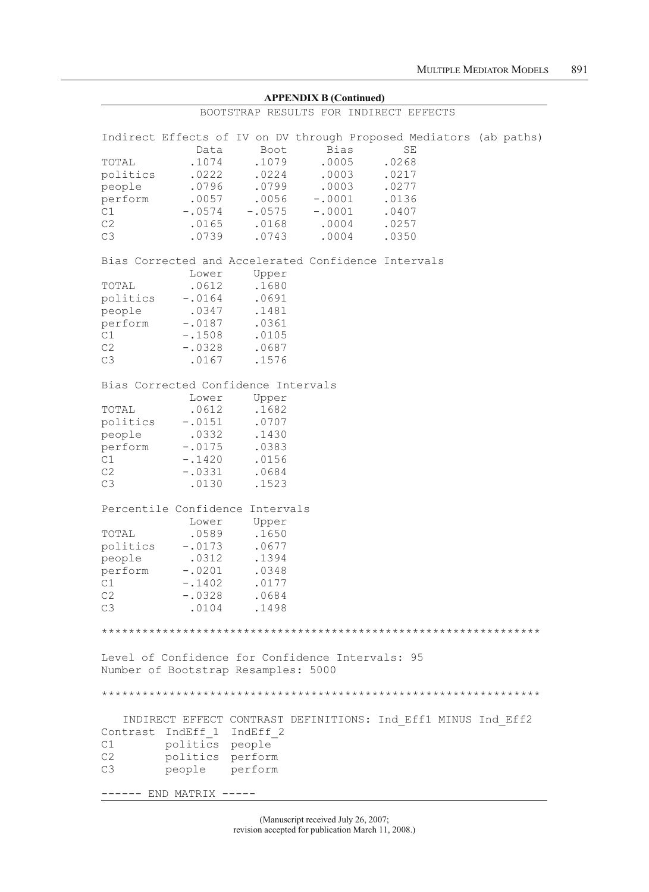**APPENDIX B (Continued)**

```
                BOOTSTRAP RESULTS FOR INDIRECT EFFECTS

Indirect Effects of IV on DV through Proposed Mediators (ab paths)
             Data      Boot      Bias       SE
TOTAL        .1074     .1079     .0005     .0268
politics     .0222     .0224     .0003     .0217
people       .0796     .0799     .0003     .0277
perform      .0057     .0056    -.0001     .0136
C1          -.0574    -.0575    -.0001     .0407
C2           .0165     .0168     .0004     .0257
C3           .0739     .0743     .0004     .0350

Bias Corrected and Accelerated Confidence Intervals
             Lower     Upper
TOTAL        .0612     .1680
politics    -.0164     .0691
people       .0347     .1481
perform     -.0187     .0361
C1          -.1508     .0105
C2          -.0328     .0687
C3           .0167     .1576

Bias Corrected Confidence Intervals
             Lower     Upper
TOTAL        .0612     .1682
politics    -.0151     .0707
people       .0332     .1430
perform     -.0175     .0383
C1          -.1420     .0156
C2          -.0331     .0684
C3           .0130     .1523

Percentile Confidence Intervals
             Lower     Upper
TOTAL        .0589     .1650
politics    -.0173     .0677
people       .0312     .1394
perform     -.0201     .0348
C1          -.1402     .0177
C2          -.0328     .0684
C3           .0104     .1498

*****************************************************************

Level of Confidence for Confidence Intervals: 95
Number of Bootstrap Resamples: 5000

*****************************************************************

   INDIRECT EFFECT CONTRAST DEFINITIONS: Ind_Eff1 MINUS Ind_Eff2
Contrast  IndEff_1  IndEff_2
C1        politics  people
C2        politics  perform
C3        people    perform

------ END MATRIX -----
```

(Manuscript received July 26, 2007;
revision accepted for publication March 11, 2008.)